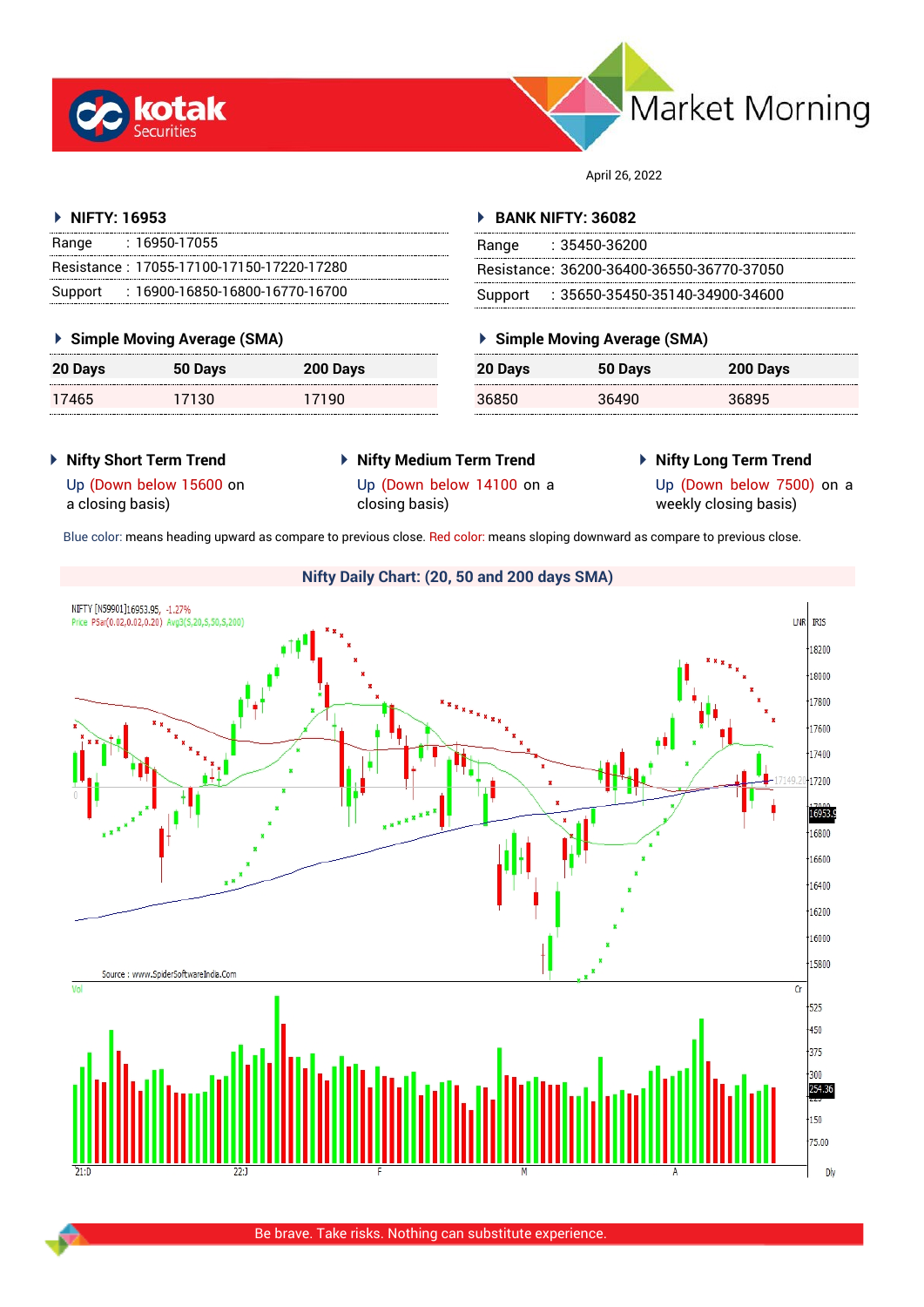# Market Morning

April 26, 2022

## NIFTY: 16953

| | |
|---|---|
| Range | : 16950-17055 |
| Resistance | : 17055-17100-17150-17220-17280 |
| Support | : 16900-16850-16800-16770-16700 |

### Simple Moving Average (SMA)

| 20 Days | 50 Days | 200 Days |
|---|---|---|
| 17465 | 17130 | 17190 |

## BANK NIFTY: 36082

| | |
|---|---|
| Range | : 35450-36200 |
| Resistance | : 36200-36400-36550-36770-37050 |
| Support | : 35650-35450-35140-34900-34600 |

### Simple Moving Average (SMA)

| 20 Days | 50 Days | 200 Days |
|---|---|---|
| 36850 | 36490 | 36895 |

### Nifty Short Term Trend

Up (Down below 15600 on a closing basis)

### Nifty Medium Term Trend

Up (Down below 14100 on a closing basis)

### Nifty Long Term Trend

Up (Down below 7500) on a weekly closing basis)

Blue color: means heading upward as compare to previous close. Red color: means sloping downward as compare to previous close.

### Nifty Daily Chart: (20, 50 and 200 days SMA)

Be brave. Take risks. Nothing can substitute experience.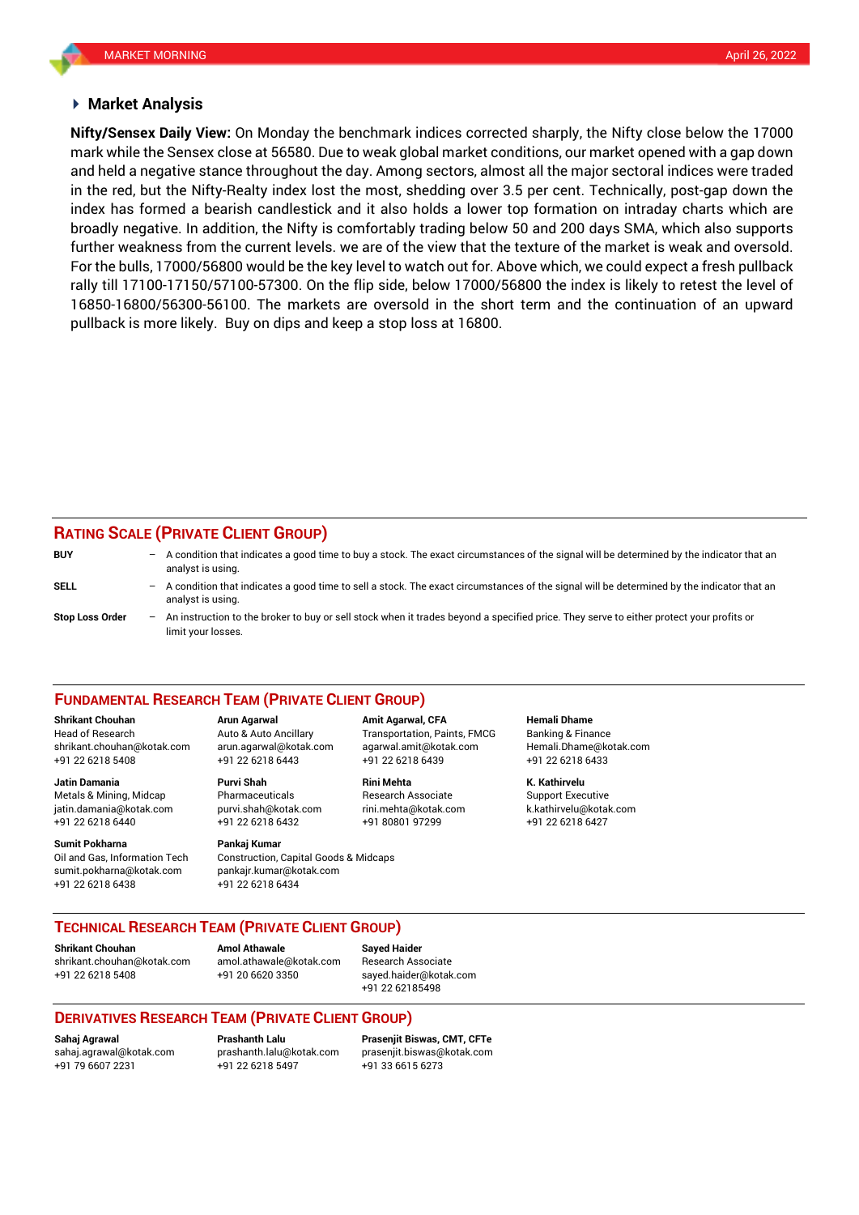## Market Analysis

**Nifty/Sensex Daily View:** On Monday the benchmark indices corrected sharply, the Nifty close below the 17000 mark while the Sensex close at 56580. Due to weak global market conditions, our market opened with a gap down and held a negative stance throughout the day. Among sectors, almost all the major sectoral indices were traded in the red, but the Nifty-Realty index lost the most, shedding over 3.5 per cent. Technically, post-gap down the index has formed a bearish candlestick and it also holds a lower top formation on intraday charts which are broadly negative. In addition, the Nifty is comfortably trading below 50 and 200 days SMA, which also supports further weakness from the current levels. we are of the view that the texture of the market is weak and oversold. For the bulls, 17000/56800 would be the key level to watch out for. Above which, we could expect a fresh pullback rally till 17100-17150/57100-57300. On the flip side, below 17000/56800 the index is likely to retest the level of 16850-16800/56300-56100. The markets are oversold in the short term and the continuation of an upward pullback is more likely. Buy on dips and keep a stop loss at 16800.

## RATING SCALE (PRIVATE CLIENT GROUP)

**BUY** – A condition that indicates a good time to buy a stock. The exact circumstances of the signal will be determined by the indicator that an analyst is using.

**SELL** – A condition that indicates a good time to sell a stock. The exact circumstances of the signal will be determined by the indicator that an analyst is using.

**Stop Loss Order** – An instruction to the broker to buy or sell stock when it trades beyond a specified price. They serve to either protect your profits or limit your losses.

## FUNDAMENTAL RESEARCH TEAM (PRIVATE CLIENT GROUP)

**Shrikant Chouhan**
Head of Research
shrikant.chouhan@kotak.com
+91 22 6218 5408

**Arun Agarwal**
Auto & Auto Ancillary
arun.agarwal@kotak.com
+91 22 6218 6443

**Amit Agarwal, CFA**
Transportation, Paints, FMCG
agarwal.amit@kotak.com
+91 22 6218 6439

**Hemali Dhame**
Banking & Finance
Hemali.Dhame@kotak.com
+91 22 6218 6433

**Jatin Damania**
Metals & Mining, Midcap
jatin.damania@kotak.com
+91 22 6218 6440

**Purvi Shah**
Pharmaceuticals
purvi.shah@kotak.com
+91 22 6218 6432

**Rini Mehta**
Research Associate
rini.mehta@kotak.com
+91 80801 97299

**K. Kathirvelu**
Support Executive
k.kathirvelu@kotak.com
+91 22 6218 6427

**Sumit Pokharna**
Oil and Gas, Information Tech
sumit.pokharna@kotak.com
+91 22 6218 6438

**Pankaj Kumar**
Construction, Capital Goods & Midcaps
pankajr.kumar@kotak.com
+91 22 6218 6434

## TECHNICAL RESEARCH TEAM (PRIVATE CLIENT GROUP)

**Shrikant Chouhan**
shrikant.chouhan@kotak.com
+91 22 6218 5408

**Amol Athawale**
amol.athawale@kotak.com
+91 20 6620 3350

**Sayed Haider**
Research Associate
sayed.haider@kotak.com
+91 22 62185498

## DERIVATIVES RESEARCH TEAM (PRIVATE CLIENT GROUP)

**Sahaj Agrawal**
sahaj.agrawal@kotak.com
+91 79 6607 2231

**Prashanth Lalu**
prashanth.lalu@kotak.com
+91 22 6218 5497

**Prasenjit Biswas, CMT, CFTe**
prasenjit.biswas@kotak.com
+91 33 6615 6273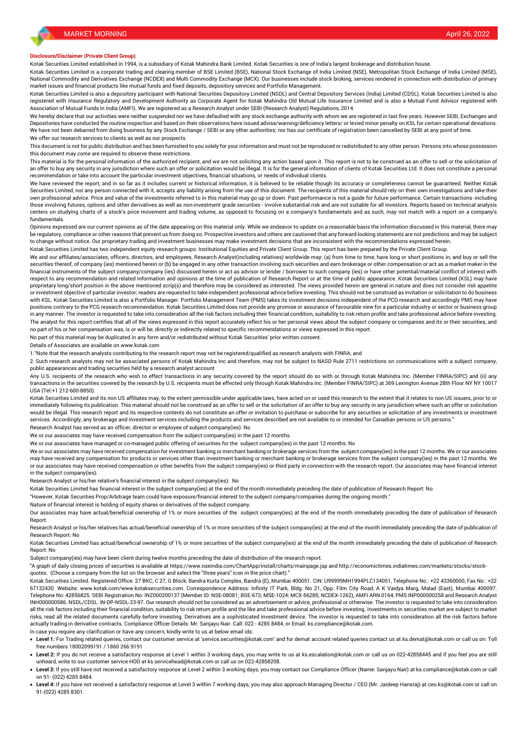#### Disclosure/Disclaimer (Private Client Group)

Kotak Securities Limited established in 1994, is a subsidiary of Kotak Mahindra Bank Limited. Kotak Securities is one of India's largest brokerage and distribution house.

Kotak Securities Limited is a corporate trading and clearing member of BSE Limited (BSE), National Stock Exchange of India Limited (NSE), Metropolitan Stock Exchange of India Limited (MSE), National Commodity and Derivatives Exchange (NCDEX) and Multi Commodity Exchange (MCX). Our businesses include stock broking, services rendered in connection with distribution of primary market issues and financial products like mutual funds and fixed deposits, depository services and Portfolio Management.

Kotak Securities Limited is also a depository participant with National Securities Depository Limited (NSDL) and Central Depository Services (India) Limited (CDSL). Kotak Securities Limited is also registered with Insurance Regulatory and Development Authority as Corporate Agent for Kotak Mahindra Old Mutual Life Insurance Limited and is also a Mutual Fund Advisor registered with Association of Mutual Funds in India (AMFI). We are registered as a Research Analyst under SEBI (Research Analyst) Regulations, 2014.

We hereby declare that our activities were neither suspended nor we have defaulted with any stock exchange authority with whom we are registered in last five years. However SEBI, Exchanges and Depositories have conducted the routine inspection and based on their observations have issued advise/warning/deficiency letters/ or levied minor penalty on KSL for certain operational deviations. We have not been debarred from doing business by any Stock Exchange / SEBI or any other authorities; nor has our certificate of registration been cancelled by SEBI at any point of time.

We offer our research services to clients as well as our prospects.

This document is not for public distribution and has been furnished to you solely for your information and must not be reproduced or redistributed to any other person. Persons into whose possession this document may come are required to observe these restrictions.

This material is for the personal information of the authorized recipient, and we are not soliciting any action based upon it. This report is not to be construed as an offer to sell or the solicitation of an offer to buy any security in any jurisdiction where such an offer or solicitation would be illegal. It is for the general information of clients of Kotak Securities Ltd. It does not constitute a personal recommendation or take into account the particular investment objectives, financial situations, or needs of individual clients.

We have reviewed the report, and in so far as it includes current or historical information, it is believed to be reliable though its accuracy or completeness cannot be guaranteed. Neither Kotak Securities Limited, nor any person connected with it, accepts any liability arising from the use of this document. The recipients of this material should rely on their own investigations and take their own professional advice. Price and value of the investments referred to in this material may go up or down. Past performance is not a guide for future performance. Certain transactions -including those involving futures, options and other derivatives as well as non-investment grade securities - involve substantial risk and are not suitable for all investors. Reports based on technical analysis centers on studying charts of a stock's price movement and trading volume, as opposed to focusing on a company's fundamentals and as such, may not match with a report on a company's fundamentals.

Opinions expressed are our current opinions as of the date appearing on this material only. While we endeavor to update on a reasonable basis the information discussed in this material, there may be regulatory, compliance or other reasons that prevent us from doing so. Prospective investors and others are cautioned that any forward-looking statements are not predictions and may be subject to change without notice. Our proprietary trading and investment businesses may make investment decisions that are inconsistent with the recommendations expressed herein.

Kotak Securities Limited has two independent equity research groups: Institutional Equities and Private Client Group. This report has been prepared by the Private Client Group.

We and our affiliates/associates, officers, directors, and employees, Research Analyst(including relatives) worldwide may: (a) from time to time, have long or short positions in, and buy or sell the securities thereof, of company (ies) mentioned herein or (b) be engaged in any other transaction involving such securities and earn brokerage or other compensation or act as a market maker in the financial instruments of the subject company/company (ies) discussed herein or act as advisor or lender / borrower to such company (ies) or have other potential/material conflict of interest with respect to any recommendation and related information and opinions at the time of publication of Research Report or at the time of public appearance. Kotak Securities Limited (KSL) may have proprietary long/short position in the above mentioned scrip(s) and therefore may be considered as interested. The views provided herein are general in nature and does not consider risk appetite or investment objective of particular investor; readers are requested to take independent professional advice before investing. This should not be construed as invitation or solicitation to do business with KSL. Kotak Securities Limited is also a Portfolio Manager. Portfolio Management Team (PMS) takes its investment decisions independent of the PCG research and accordingly PMS may have positions contrary to the PCG research recommendation. Kotak Securities Limited does not provide any promise or assurance of favourable view for a particular industry or sector or business group in any manner. The investor is requested to take into consideration all the risk factors including their financial condition, suitability to risk return profile and take professional advice before investing.

The analyst for this report certifies that all of the views expressed in this report accurately reflect his or her personal views about the subject company or companies and its or their securities, and no part of his or her compensation was, is or will be, directly or indirectly related to specific recommendations or views expressed in this report.

No part of this material may be duplicated in any form and/or redistributed without Kotak Securities' prior written consent.

Details of Associates are available on www.kotak.com

1."Note that the research analysts contributing to the research report may not be registered/qualified as research analysts with FINRA; and

2. Such research analysts may not be associated persons of Kotak Mahindra Inc and therefore, may not be subject to NASD Rule 2711 restrictions on communications with a subject company, public appearances and trading securities held by a research analyst account

Any U.S. recipients of the research who wish to effect transactions in any security covered by the report should do so with or through Kotak Mahindra Inc. (Member FINRA/SIPC) and (ii) any transactions in the securities covered by the research by U.S. recipients must be effected only through Kotak Mahindra Inc. (Member FINRA/SIPC) at 369 Lexington Avenue 28th Floor NY NY 10017 USA (Tel:+1 212-600-8850).

Kotak Securities Limited and its non US affiliates may, to the extent permissible under applicable laws, have acted on or used this research to the extent that it relates to non US issuers, prior to or immediately following its publication. This material should not be construed as an offer to sell or the solicitation of an offer to buy any security in any jurisdiction where such an offer or solicitation would be illegal. This research report and its respective contents do not constitute an offer or invitation to purchase or subscribe for any securities or solicitation of any investments or investment services. Accordingly, any brokerage and investment services including the products and services described are not available to or intended for Canadian persons or US persons."

Research Analyst has served as an officer, director or employee of subject company(ies): No

We or our associates may have received compensation from the subject company(ies) in the past 12 months.

We or our associates have managed or co-managed public offering of securities for the subject company(ies) in the past 12 months: No

We or our associates may have received compensation for investment banking or merchant banking or brokerage services from the subject company(ies) in the past 12 months. We or our associates may have received any compensation for products or services other than investment banking or merchant banking or brokerage services from the subject company(ies) in the past 12 months. We or our associates may have received compensation or other benefits from the subject company(ies) or third party in connection with the research report. Our associates may have financial interest in the subject company(ies).

Research Analyst or his/her relative's financial interest in the subject company(ies): No

Kotak Securities Limited has financial interest in the subject company(ies) at the end of the month immediately preceding the date of publication of Research Report: No

"However, Kotak Securities Prop/Arbitrage team could have exposure/financial interest to the subject company/companies during the ongoing month."

Nature of financial interest is holding of equity shares or derivatives of the subject company.

Our associates may have actual/beneficial ownership of 1% or more securities of the subject company(ies) at the end of the month immediately preceding the date of publication of Research Report.

Research Analyst or his/her relatives has actual/beneficial ownership of 1% or more securities of the subject company(ies) at the end of the month immediately preceding the date of publication of Research Report: No

Kotak Securities Limited has actual/beneficial ownership of 1% or more securities of the subject company(ies) at the end of the month immediately preceding the date of publication of Research Report: No

Subject company(ies) may have been client during twelve months preceding the date of distribution of the research report.

"A graph of daily closing prices of securities is available at https://www.nseindia.com/ChartApp/install/charts/mainpage.jsp and http://economictimes.indiatimes.com/markets/stocks/stock-quotes. (Choose a company from the list on the browser and select the "three years" icon in the price chart)."

Kotak Securities Limited. Registered Office: 27 BKC, C 27, G Block, Bandra Kurla Complex, Bandra (E), Mumbai 400051. CIN: U99999MH1994PLC134051, Telephone No.: +22 43360000, Fax No.: +22 67132430. Website: www.kotak.com/www.kotaksecurities.com. Correspondence Address: Infinity IT Park, Bldg. No 21, Opp. Film City Road, A K Vaidya Marg, Malad (East), Mumbai 400097. Telephone No: 42856825. SEBI Registration No: INZ000200137 (Member ID: NSE-08081; BSE-673; MSE-1024; MCX-56285; NCDEX-1262), AMFI ARN 0164, PMS INP000000258 and Research Analyst INH000000586. NSDL/CDSL: IN-DP-NSDL-23-97. Our research should not be considered as an advertisement or advice, professional or otherwise. The investor is requested to take into consideration all the risk factors including their financial condition, suitability to risk return profile and the like and take professional advice before investing. Investments in securities market are subject to market risks, read all the related documents carefully before investing. Derivatives are a sophisticated investment device. The investor is requested to take into consideration all the risk factors before actually trading in derivative contracts. Compliance Officer Details: Mr. Sanjayu Nair. Call: 022 - 4285 8484, or Email: ks.compliance@kotak.com.

In case you require any clarification or have any concern, kindly write to us at below email ids:

- **Level 1:** For Trading related queries, contact our customer service at 'service.securities@kotak.com' and for demat account related queries contact us at ks.demat@kotak.com or call us on: Toll free numbers 18002099191 / 1860 266 9191
- **Level 2:** If you do not receive a satisfactory response at Level 1 within 3 working days, you may write to us at ks.escalation@kotak.com or call us on 022-42858445 and if you feel you are still unheard, write to our customer service HOD at ks.servicehead@kotak.com or call us on 022-42858208.
- **Level 3:** If you still have not received a satisfactory response at Level 2 within 3 working days, you may contact our Compliance Officer (Name: Sanjayu Nair) at ks.compliance@kotak.com or call on 91- (022) 4285 8484.
- **Level 4:** If you have not received a satisfactory response at Level 3 within 7 working days, you may also approach Managing Director / CEO (Mr. Jaideep Hansraj) at ceo.ks@kotak.com or call on 91-(022) 4285 8301.